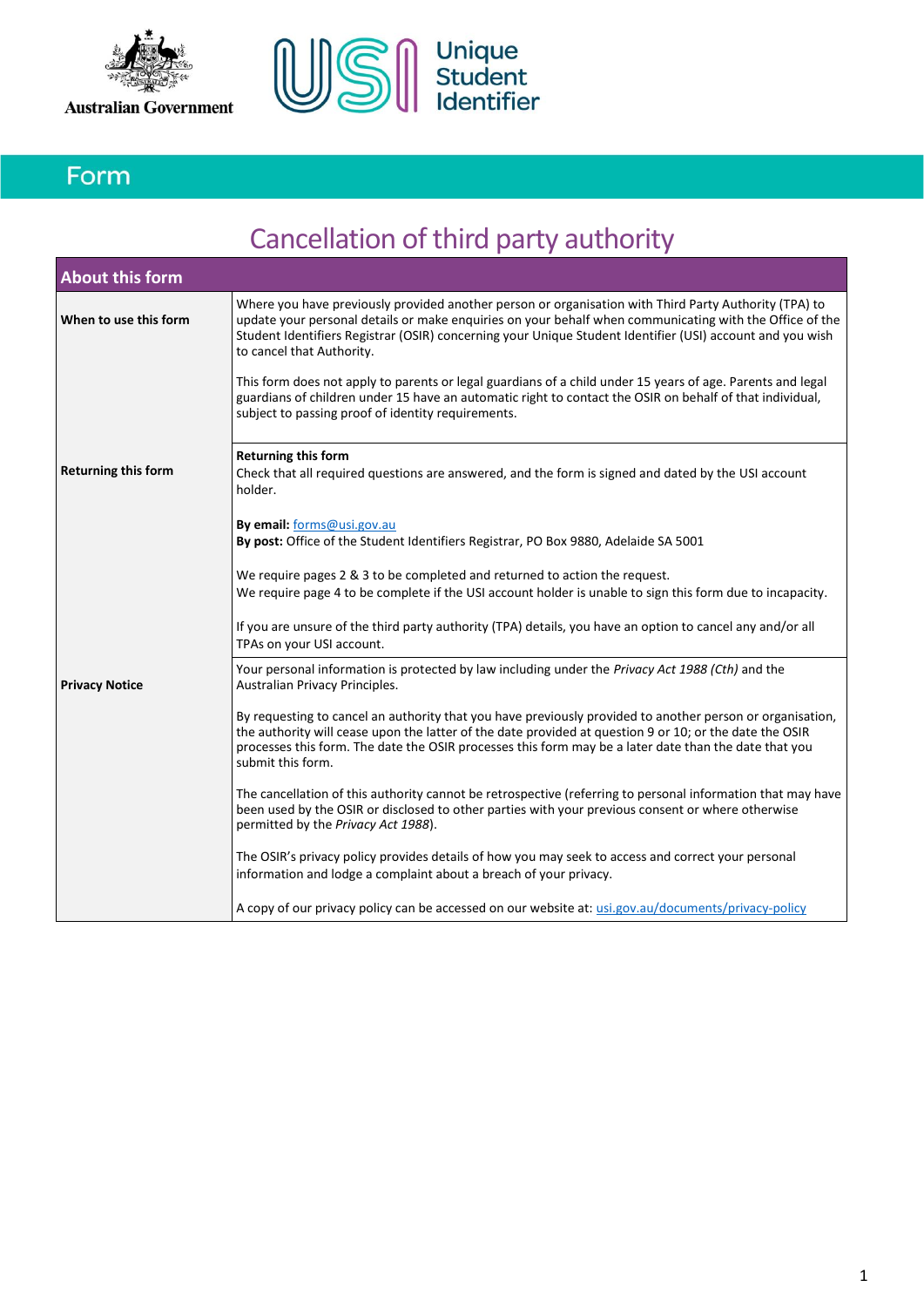Australian Government

Unique Student Identifier

Form

# Cancellation of third party authority

| About this form | |
|---|---|
| **When to use this form** | Where you have previously provided another person or organisation with Third Party Authority (TPA) to update your personal details or make enquiries on your behalf when communicating with the Office of the Student Identifiers Registrar (OSIR) concerning your Unique Student Identifier (USI) account and you wish to cancel that Authority.<br><br>This form does not apply to parents or legal guardians of a child under 15 years of age. Parents and legal guardians of children under 15 have an automatic right to contact the OSIR on behalf of that individual, subject to passing proof of identity requirements. |
| **Returning this form** | **Returning this form**<br>Check that all required questions are answered, and the form is signed and dated by the USI account holder.<br><br>**By email:** forms@usi.gov.au<br>**By post:** Office of the Student Identifiers Registrar, PO Box 9880, Adelaide SA 5001<br><br>We require pages 2 & 3 to be completed and returned to action the request.<br>We require page 4 to be complete if the USI account holder is unable to sign this form due to incapacity.<br><br>If you are unsure of the third party authority (TPA) details, you have an option to cancel any and/or all TPAs on your USI account. |
| **Privacy Notice** | Your personal information is protected by law including under the *Privacy Act 1988 (Cth)* and the Australian Privacy Principles.<br><br>By requesting to cancel an authority that you have previously provided to another person or organisation, the authority will cease upon the latter of the date provided at question 9 or 10; or the date the OSIR processes this form. The date the OSIR processes this form may be a later date than the date that you submit this form.<br><br>The cancellation of this authority cannot be retrospective (referring to personal information that may have been used by the OSIR or disclosed to other parties with your previous consent or where otherwise permitted by the *Privacy Act 1988*).<br><br>The OSIR's privacy policy provides details of how you may seek to access and correct your personal information and lodge a complaint about a breach of your privacy.<br><br>A copy of our privacy policy can be accessed on our website at: usi.gov.au/documents/privacy-policy |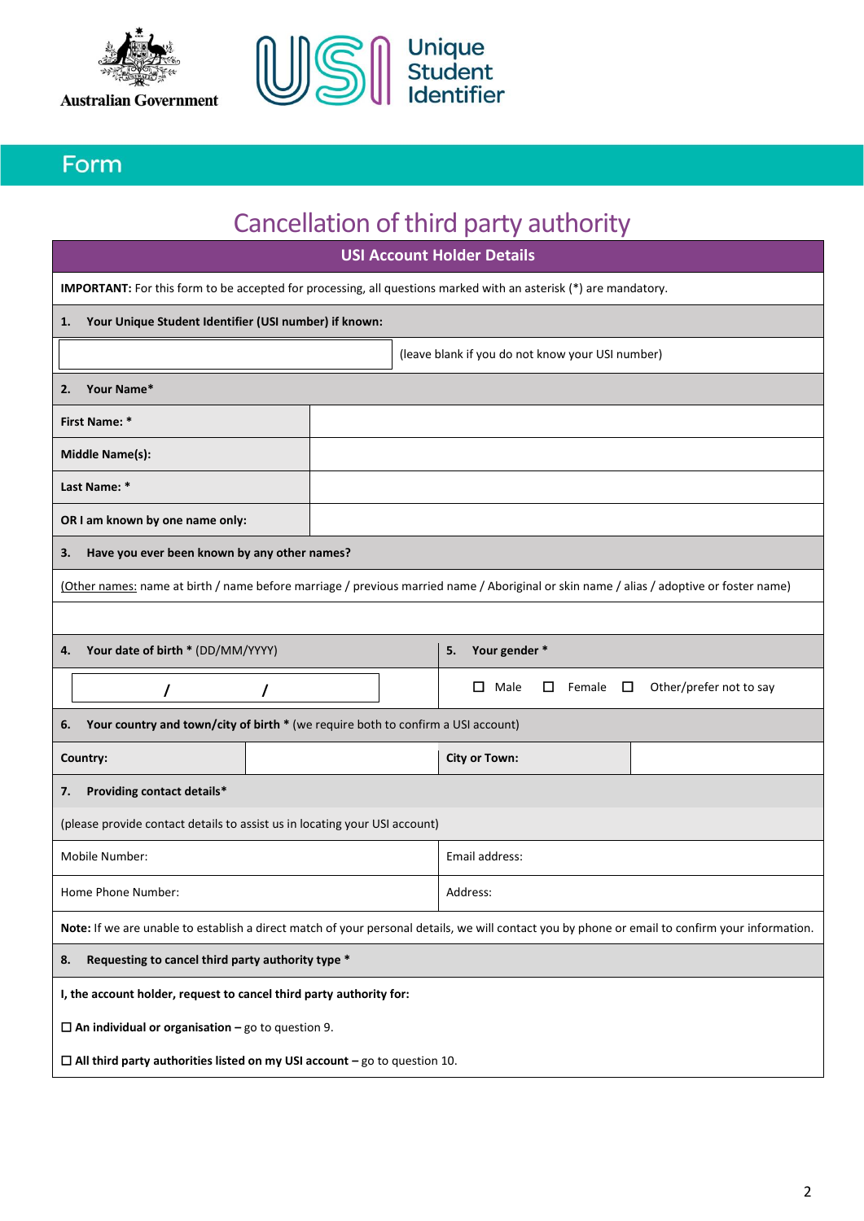Australian Government

Unique Student Identifier

## Form

# Cancellation of third party authority

## USI Account Holder Details

**IMPORTANT:** For this form to be accepted for processing, all questions marked with an asterisk (*) are mandatory.

**1. Your Unique Student Identifier (USI number) if known:**

| | (leave blank if you do not know your USI number) |
|---|---|

**2. Your Name***

| | |
|---|---|
| **First Name: *** | |
| **Middle Name(s):** | |
| **Last Name: *** | |
| **OR I am known by one name only:** | |

**3. Have you ever been known by any other names?**

(Other names: name at birth / name before marriage / previous married name / Aboriginal or skin name / alias / adoptive or foster name)

| **4. Your date of birth *** (DD/MM/YYYY) | **5. Your gender *** |
|---|---|
| / / | ☐ Male ☐ Female ☐ Other/prefer not to say |

**6. Your country and town/city of birth *** (we require both to confirm a USI account)

| **Country:** | | **City or Town:** | |
|---|---|---|---|

**7. Providing contact details***

(please provide contact details to assist us in locating your USI account)

| | |
|---|---|
| Mobile Number: | Email address: |
| Home Phone Number: | Address: |

**Note:** If we are unable to establish a direct match of your personal details, we will contact you by phone or email to confirm your information.

**8. Requesting to cancel third party authority type ***

**I, the account holder, request to cancel third party authority for:**

☐ **An individual or organisation –** go to question 9.

☐ **All third party authorities listed on my USI account –** go to question 10.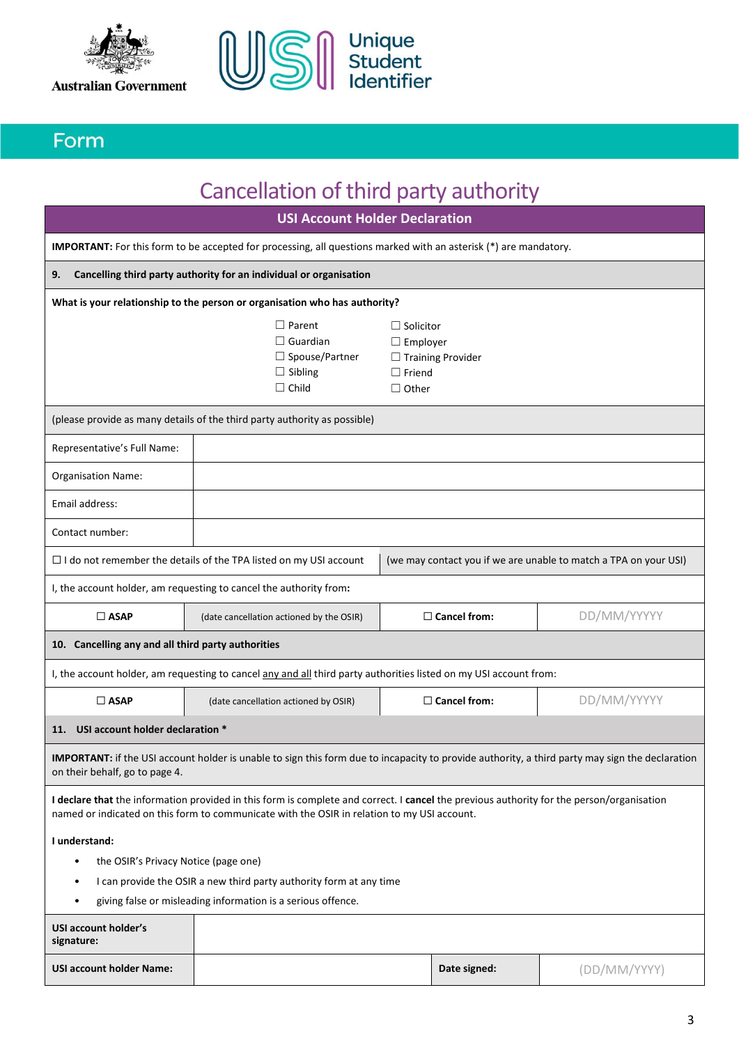Australian Government

Unique Student Identifier

Form

# Cancellation of third party authority

## USI Account Holder Declaration

**IMPORTANT:** For this form to be accepted for processing, all questions marked with an asterisk (*) are mandatory.

### 9. Cancelling third party authority for an individual or organisation

**What is your relationship to the person or organisation who has authority?**

- ☐ Parent
- ☐ Guardian
- ☐ Spouse/Partner
- ☐ Sibling
- ☐ Child
- ☐ Solicitor
- ☐ Employer
- ☐ Training Provider
- ☐ Friend
- ☐ Other

(please provide as many details of the third party authority as possible)

| | |
|---|---|
| Representative's Full Name: | |
| Organisation Name: | |
| Email address: | |
| Contact number: | |

☐ I do not remember the details of the TPA listed on my USI account (we may contact you if we are unable to match a TPA on your USI)

I, the account holder, am requesting to cancel the authority from**:**

| | | | |
|---|---|---|---|
| ☐ **ASAP** | (date cancellation actioned by the OSIR) | ☐ **Cancel from:** | DD/MM/YYYYY |

### 10. Cancelling any and all third party authorities

I, the account holder, am requesting to cancel any and all third party authorities listed on my USI account from:

| | | | |
|---|---|---|---|
| ☐ **ASAP** | (date cancellation actioned by OSIR) | ☐ **Cancel from:** | DD/MM/YYYYY |

### 11. USI account holder declaration *

**IMPORTANT:** if the USI account holder is unable to sign this form due to incapacity to provide authority, a third party may sign the declaration on their behalf, go to page 4.

**I declare that** the information provided in this form is complete and correct. I **cancel** the previous authority for the person/organisation named or indicated on this form to communicate with the OSIR in relation to my USI account.

**I understand:**

- the OSIR's Privacy Notice (page one)
- I can provide the OSIR a new third party authority form at any time
- giving false or misleading information is a serious offence.

| | | | |
|---|---|---|---|
| **USI account holder's signature:** | | | |
| **USI account holder Name:** | | **Date signed:** | (DD/MM/YYYY) |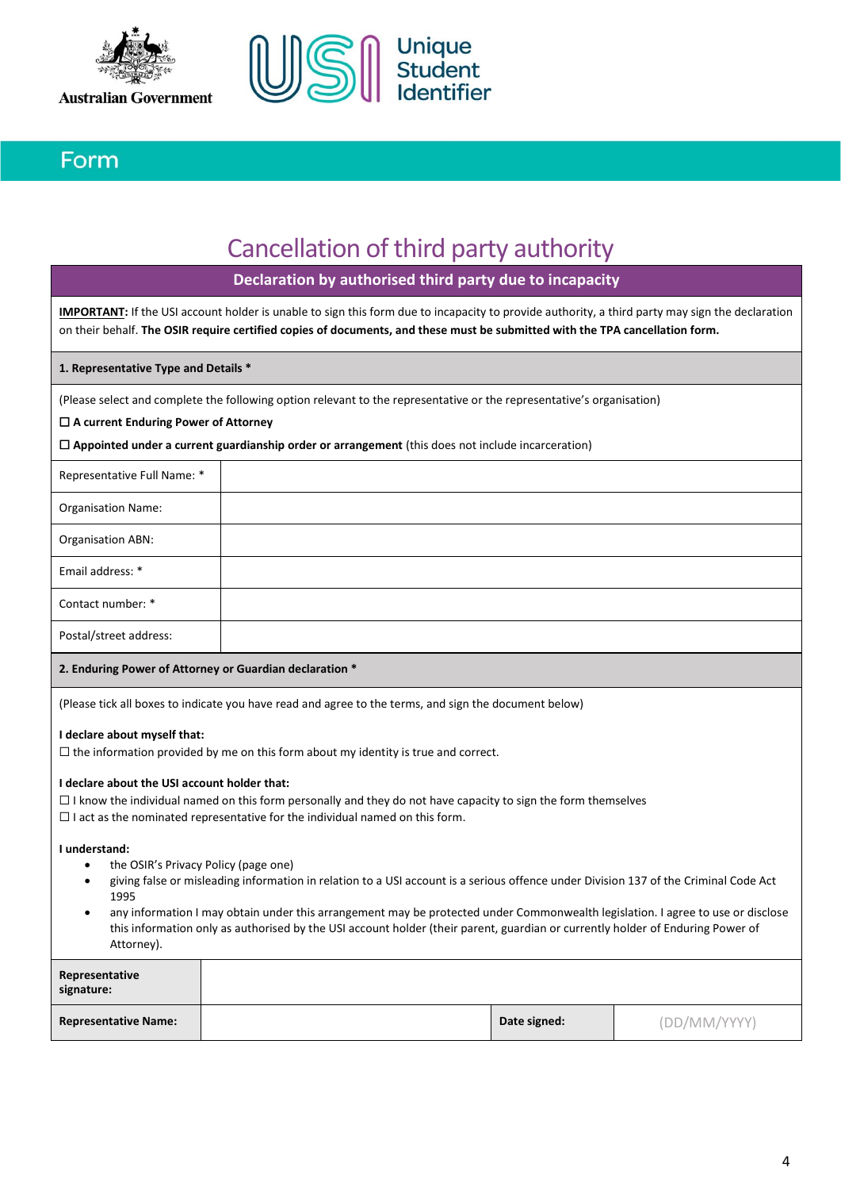Australian Government

Unique Student Identifier

Form

# Cancellation of third party authority

## Declaration by authorised third party due to incapacity

**IMPORTANT:** If the USI account holder is unable to sign this form due to incapacity to provide authority, a third party may sign the declaration on their behalf. **The OSIR require certified copies of documents, and these must be submitted with the TPA cancellation form.**

### 1. Representative Type and Details *

(Please select and complete the following option relevant to the representative or the representative's organisation)

☐ **A current Enduring Power of Attorney**

☐ **Appointed under a current guardianship order or arrangement** (this does not include incarceration)

| | |
|---|---|
| Representative Full Name: * | |
| Organisation Name: | |
| Organisation ABN: | |
| Email address: * | |
| Contact number: * | |
| Postal/street address: | |

### 2. Enduring Power of Attorney or Guardian declaration *

(Please tick all boxes to indicate you have read and agree to the terms, and sign the document below)

**I declare about myself that:**

☐ the information provided by me on this form about my identity is true and correct.

**I declare about the USI account holder that:**

☐ I know the individual named on this form personally and they do not have capacity to sign the form themselves

☐ I act as the nominated representative for the individual named on this form.

**I understand:**

- the OSIR's Privacy Policy (page one)
- giving false or misleading information in relation to a USI account is a serious offence under Division 137 of the Criminal Code Act 1995
- any information I may obtain under this arrangement may be protected under Commonwealth legislation. I agree to use or disclose this information only as authorised by the USI account holder (their parent, guardian or currently holder of Enduring Power of Attorney).

| | | | |
|---|---|---|---|
| **Representative signature:** | | | |
| **Representative Name:** | | **Date signed:** | (DD/MM/YYYY) |